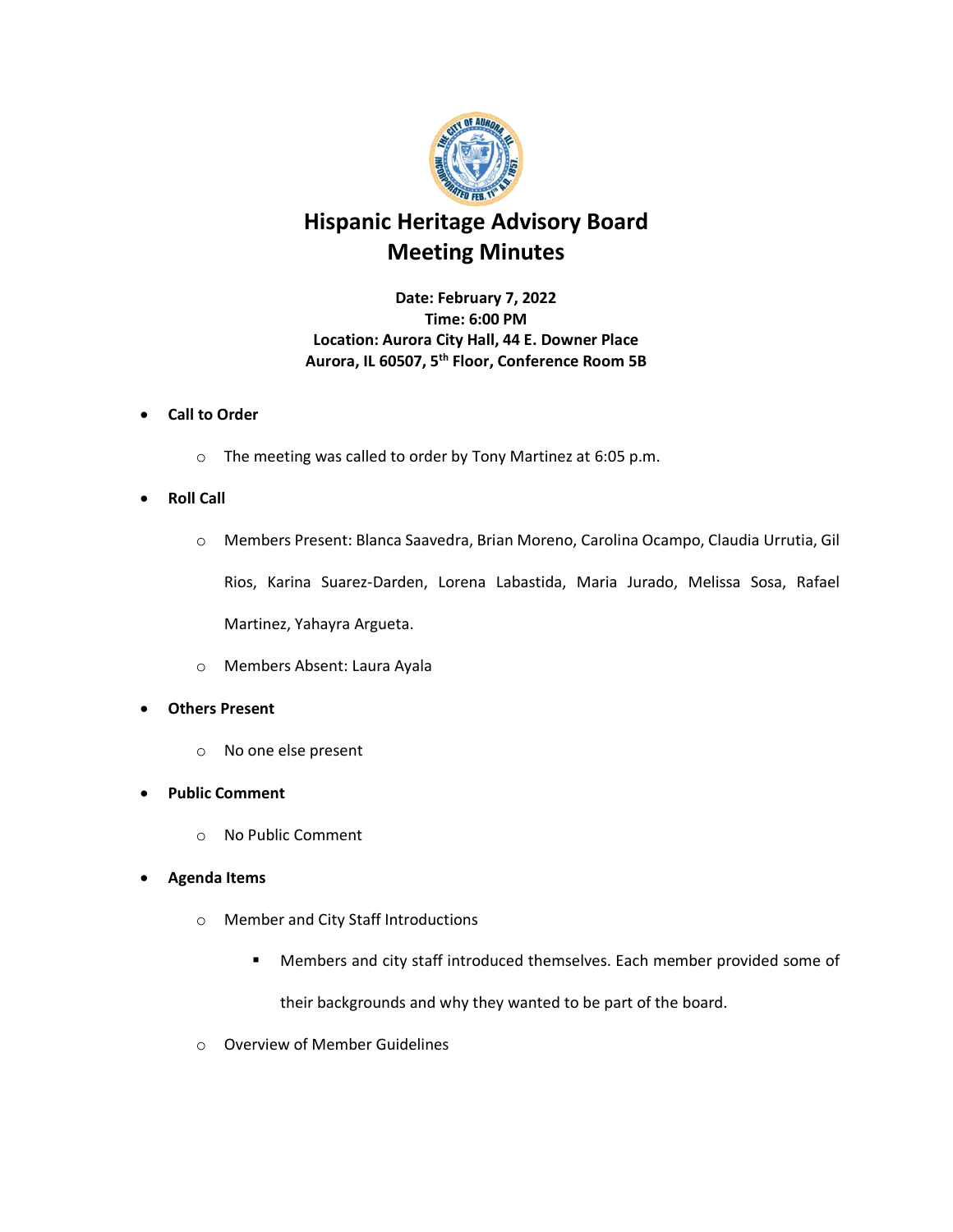# Hispanic Heritage Advisory Board
# Meeting Minutes

**Date: February 7, 2022**
**Time: 6:00 PM**
**Location: Aurora City Hall, 44 E. Downer Place**
**Aurora, IL 60507, 5th Floor, Conference Room 5B**

- **Call to Order**
  - The meeting was called to order by Tony Martinez at 6:05 p.m.
- **Roll Call**
  - Members Present: Blanca Saavedra, Brian Moreno, Carolina Ocampo, Claudia Urrutia, Gil Rios, Karina Suarez-Darden, Lorena Labastida, Maria Jurado, Melissa Sosa, Rafael Martinez, Yahayra Argueta.
  - Members Absent: Laura Ayala
- **Others Present**
  - No one else present
- **Public Comment**
  - No Public Comment
- **Agenda Items**
  - Member and City Staff Introductions
    - Members and city staff introduced themselves. Each member provided some of their backgrounds and why they wanted to be part of the board.
  - Overview of Member Guidelines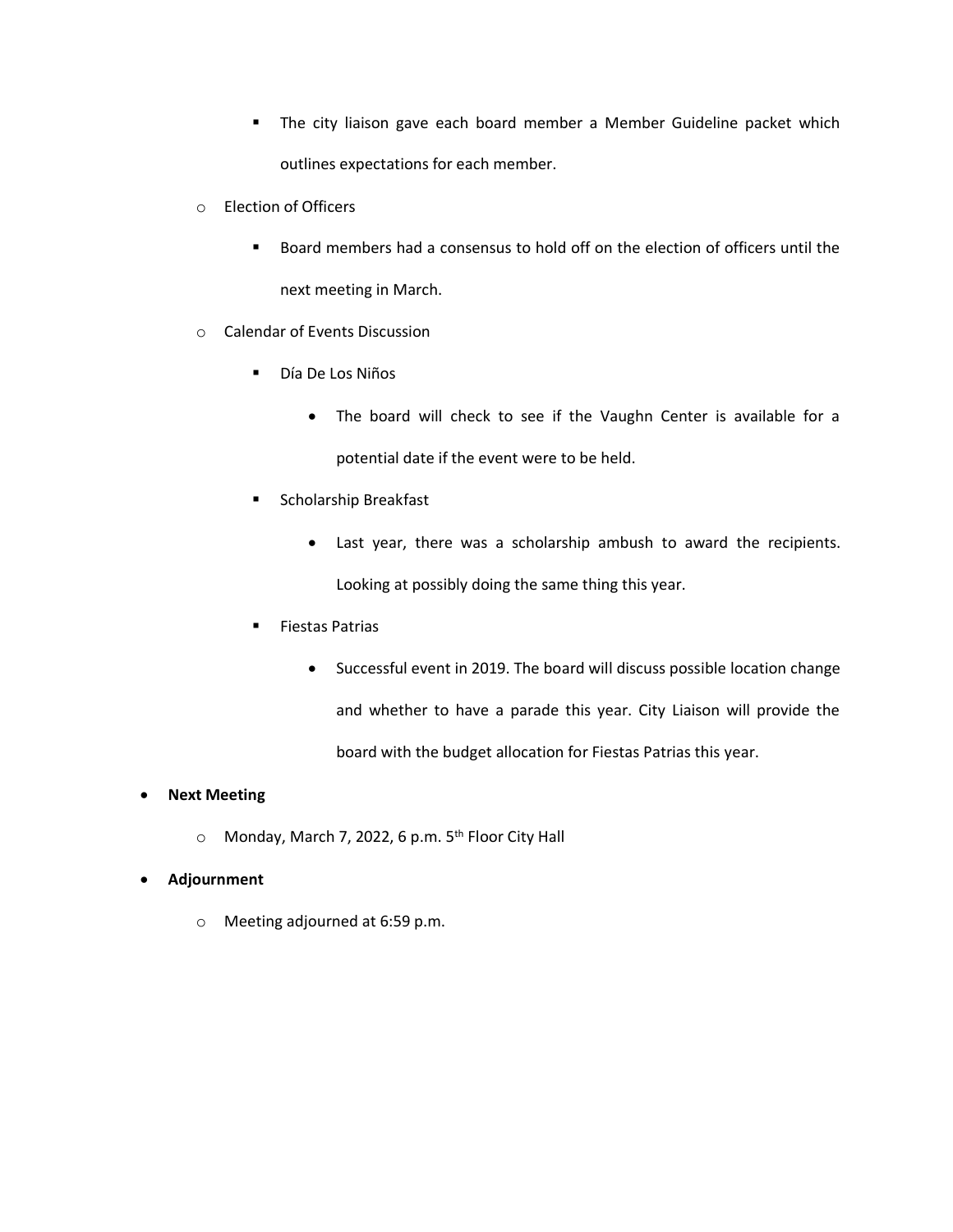- The city liaison gave each board member a Member Guideline packet which outlines expectations for each member.
  - Election of Officers
      - Board members had a consensus to hold off on the election of officers until the next meeting in March.
  - Calendar of Events Discussion
      - Día De Los Niños
          - The board will check to see if the Vaughn Center is available for a potential date if the event were to be held.
      - Scholarship Breakfast
          - Last year, there was a scholarship ambush to award the recipients. Looking at possibly doing the same thing this year.
      - Fiestas Patrias
          - Successful event in 2019. The board will discuss possible location change and whether to have a parade this year. City Liaison will provide the board with the budget allocation for Fiestas Patrias this year.

- **Next Meeting**
  - Monday, March 7, 2022, 6 p.m. 5th Floor City Hall
- **Adjournment**
  - Meeting adjourned at 6:59 p.m.